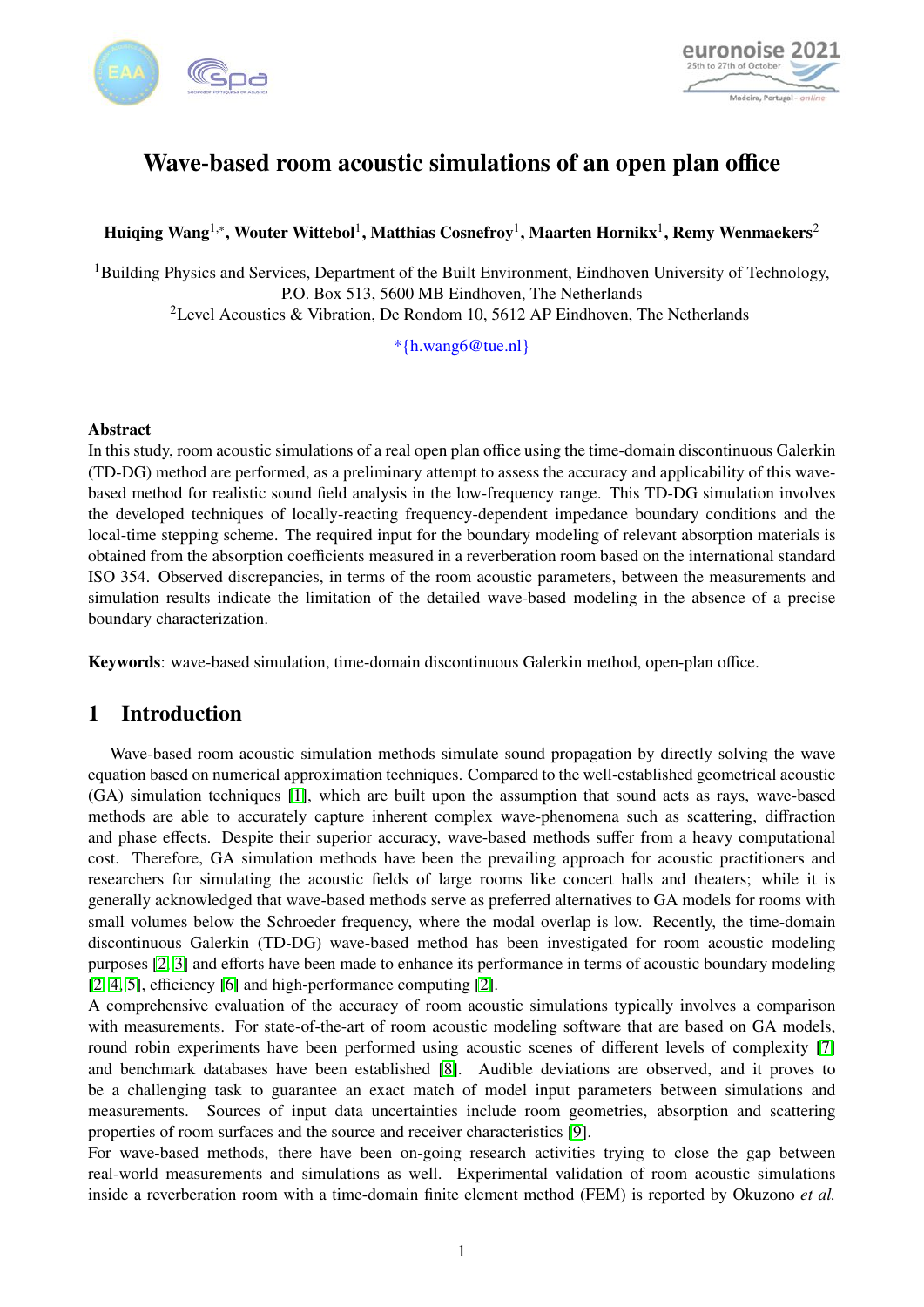# Wave-based room acoustic simulations of an open plan office

**Huiqing Wang**[1,*], **Wouter Wittebol**[1], **Matthias Cosnefroy**[1], **Maarten Hornikx**[1], **Remy Wenmaekers**[2]

[1]Building Physics and Services, Department of the Built Environment, Eindhoven University of Technology, P.O. Box 513, 5600 MB Eindhoven, The Netherlands
[2]Level Acoustics & Vibration, De Rondom 10, 5612 AP Eindhoven, The Netherlands

*{h.wang6@tue.nl}

**Abstract**
In this study, room acoustic simulations of a real open plan office using the time-domain discontinuous Galerkin (TD-DG) method are performed, as a preliminary attempt to assess the accuracy and applicability of this wave-based method for realistic sound field analysis in the low-frequency range. This TD-DG simulation involves the developed techniques of locally-reacting frequency-dependent impedance boundary conditions and the local-time stepping scheme. The required input for the boundary modeling of relevant absorption materials is obtained from the absorption coefficients measured in a reverberation room based on the international standard ISO 354. Observed discrepancies, in terms of the room acoustic parameters, between the measurements and simulation results indicate the limitation of the detailed wave-based modeling in the absence of a precise boundary characterization.

**Keywords**: wave-based simulation, time-domain discontinuous Galerkin method, open-plan office.

## 1 Introduction

Wave-based room acoustic simulation methods simulate sound propagation by directly solving the wave equation based on numerical approximation techniques. Compared to the well-established geometrical acoustic (GA) simulation techniques [1], which are built upon the assumption that sound acts as rays, wave-based methods are able to accurately capture inherent complex wave-phenomena such as scattering, diffraction and phase effects. Despite their superior accuracy, wave-based methods suffer from a heavy computational cost. Therefore, GA simulation methods have been the prevailing approach for acoustic practitioners and researchers for simulating the acoustic fields of large rooms like concert halls and theaters; while it is generally acknowledged that wave-based methods serve as preferred alternatives to GA models for rooms with small volumes below the Schroeder frequency, where the modal overlap is low. Recently, the time-domain discontinuous Galerkin (TD-DG) wave-based method has been investigated for room acoustic modeling purposes [2, 3] and efforts have been made to enhance its performance in terms of acoustic boundary modeling [2, 4, 5], efficiency [6] and high-performance computing [2].

A comprehensive evaluation of the accuracy of room acoustic simulations typically involves a comparison with measurements. For state-of-the-art of room acoustic modeling software that are based on GA models, round robin experiments have been performed using acoustic scenes of different levels of complexity [7] and benchmark databases have been established [8]. Audible deviations are observed, and it proves to be a challenging task to guarantee an exact match of model input parameters between simulations and measurements. Sources of input data uncertainties include room geometries, absorption and scattering properties of room surfaces and the source and receiver characteristics [9].

For wave-based methods, there have been on-going research activities trying to close the gap between real-world measurements and simulations as well. Experimental validation of room acoustic simulations inside a reverberation room with a time-domain finite element method (FEM) is reported by Okuzono *et al.*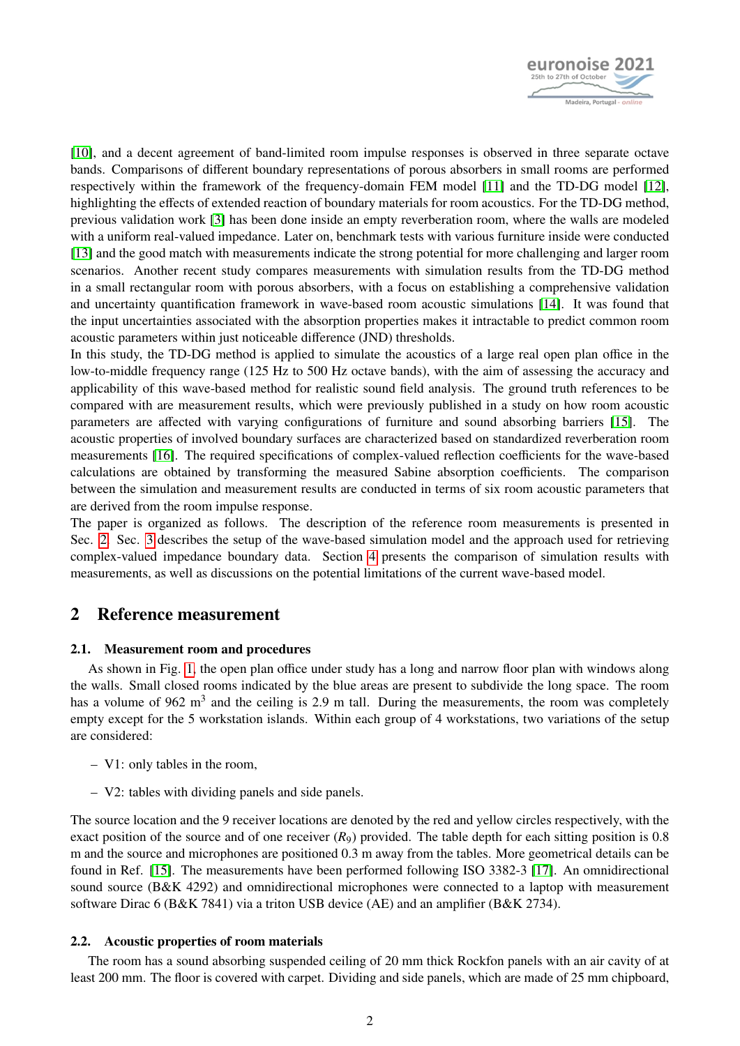[10], and a decent agreement of band-limited room impulse responses is observed in three separate octave bands. Comparisons of different boundary representations of porous absorbers in small rooms are performed respectively within the framework of the frequency-domain FEM model [11] and the TD-DG model [12], highlighting the effects of extended reaction of boundary materials for room acoustics. For the TD-DG method, previous validation work [3] has been done inside an empty reverberation room, where the walls are modeled with a uniform real-valued impedance. Later on, benchmark tests with various furniture inside were conducted [13] and the good match with measurements indicate the strong potential for more challenging and larger room scenarios. Another recent study compares measurements with simulation results from the TD-DG method in a small rectangular room with porous absorbers, with a focus on establishing a comprehensive validation and uncertainty quantification framework in wave-based room acoustic simulations [14]. It was found that the input uncertainties associated with the absorption properties makes it intractable to predict common room acoustic parameters within just noticeable difference (JND) thresholds.

In this study, the TD-DG method is applied to simulate the acoustics of a large real open plan office in the low-to-middle frequency range (125 Hz to 500 Hz octave bands), with the aim of assessing the accuracy and applicability of this wave-based method for realistic sound field analysis. The ground truth references to be compared with are measurement results, which were previously published in a study on how room acoustic parameters are affected with varying configurations of furniture and sound absorbing barriers [15]. The acoustic properties of involved boundary surfaces are characterized based on standardized reverberation room measurements [16]. The required specifications of complex-valued reflection coefficients for the wave-based calculations are obtained by transforming the measured Sabine absorption coefficients. The comparison between the simulation and measurement results are conducted in terms of six room acoustic parameters that are derived from the room impulse response.

The paper is organized as follows. The description of the reference room measurements is presented in Sec. 2. Sec. 3 describes the setup of the wave-based simulation model and the approach used for retrieving complex-valued impedance boundary data. Section 4 presents the comparison of simulation results with measurements, as well as discussions on the potential limitations of the current wave-based model.

# 2 Reference measurement

## 2.1. Measurement room and procedures

As shown in Fig. 1, the open plan office under study has a long and narrow floor plan with windows along the walls. Small closed rooms indicated by the blue areas are present to subdivide the long space. The room has a volume of 962 m$^3$ and the ceiling is 2.9 m tall. During the measurements, the room was completely empty except for the 5 workstation islands. Within each group of 4 workstations, two variations of the setup are considered:

- V1: only tables in the room,
- V2: tables with dividing panels and side panels.

The source location and the 9 receiver locations are denoted by the red and yellow circles respectively, with the exact position of the source and of one receiver ($R_9$) provided. The table depth for each sitting position is 0.8 m and the source and microphones are positioned 0.3 m away from the tables. More geometrical details can be found in Ref. [15]. The measurements have been performed following ISO 3382-3 [17]. An omnidirectional sound source (B&K 4292) and omnidirectional microphones were connected to a laptop with measurement software Dirac 6 (B&K 7841) via a triton USB device (AE) and an amplifier (B&K 2734).

## 2.2. Acoustic properties of room materials

The room has a sound absorbing suspended ceiling of 20 mm thick Rockfon panels with an air cavity of at least 200 mm. The floor is covered with carpet. Dividing and side panels, which are made of 25 mm chipboard,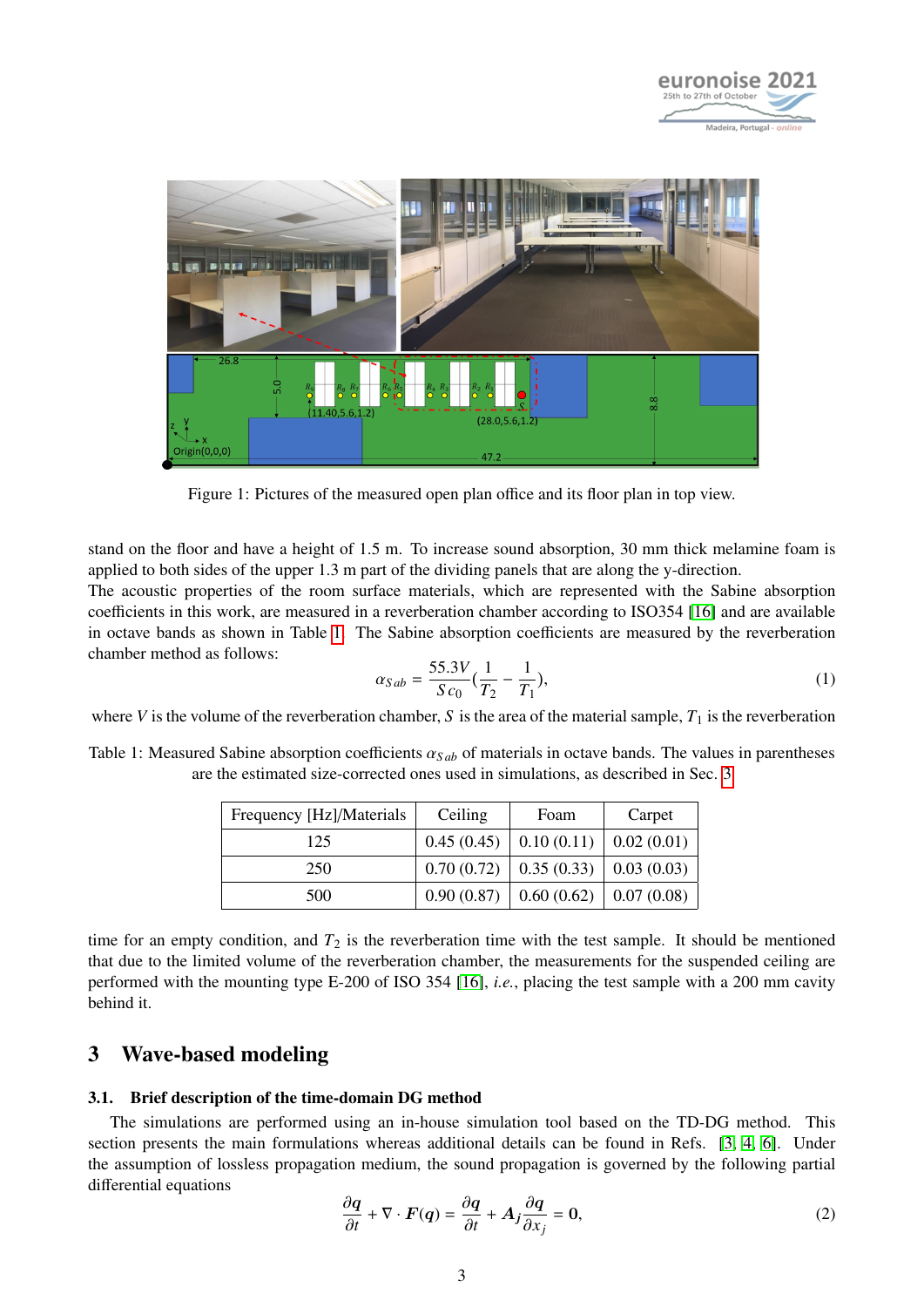Figure 1: Pictures of the measured open plan office and its floor plan in top view.

stand on the floor and have a height of 1.5 m. To increase sound absorption, 30 mm thick melamine foam is applied to both sides of the upper 1.3 m part of the dividing panels that are along the y-direction.
The acoustic properties of the room surface materials, which are represented with the Sabine absorption coefficients in this work, are measured in a reverberation chamber according to ISO354 [16] and are available in octave bands as shown in Table 1. The Sabine absorption coefficients are measured by the reverberation chamber method as follows:

$$\alpha_{Sab} = \frac{55.3V}{Sc_0}\left(\frac{1}{T_2} - \frac{1}{T_1}\right), \tag{1}$$

where $V$ is the volume of the reverberation chamber, $S$ is the area of the material sample, $T_1$ is the reverberation time for an empty condition, and $T_2$ is the reverberation time with the test sample. It should be mentioned that due to the limited volume of the reverberation chamber, the measurements for the suspended ceiling are performed with the mounting type E-200 of ISO 354 [16], *i.e.*, placing the test sample with a 200 mm cavity behind it.

Table 1: Measured Sabine absorption coefficients $\alpha_{Sab}$ of materials in octave bands. The values in parentheses are the estimated size-corrected ones used in simulations, as described in Sec. 3

| Frequency [Hz]/Materials | Ceiling | Foam | Carpet |
|---|---|---|---|
| 125 | 0.45 (0.45) | 0.10 (0.11) | 0.02 (0.01) |
| 250 | 0.70 (0.72) | 0.35 (0.33) | 0.03 (0.03) |
| 500 | 0.90 (0.87) | 0.60 (0.62) | 0.07 (0.08) |

## 3 Wave-based modeling

### 3.1. Brief description of the time-domain DG method

The simulations are performed using an in-house simulation tool based on the TD-DG method. This section presents the main formulations whereas additional details can be found in Refs. [3, 4, 6]. Under the assumption of lossless propagation medium, the sound propagation is governed by the following partial differential equations

$$\frac{\partial \boldsymbol{q}}{\partial t} + \nabla \cdot \boldsymbol{F}(\boldsymbol{q}) = \frac{\partial \boldsymbol{q}}{\partial t} + \boldsymbol{A}_j \frac{\partial \boldsymbol{q}}{\partial x_j} = \boldsymbol{0}, \tag{2}$$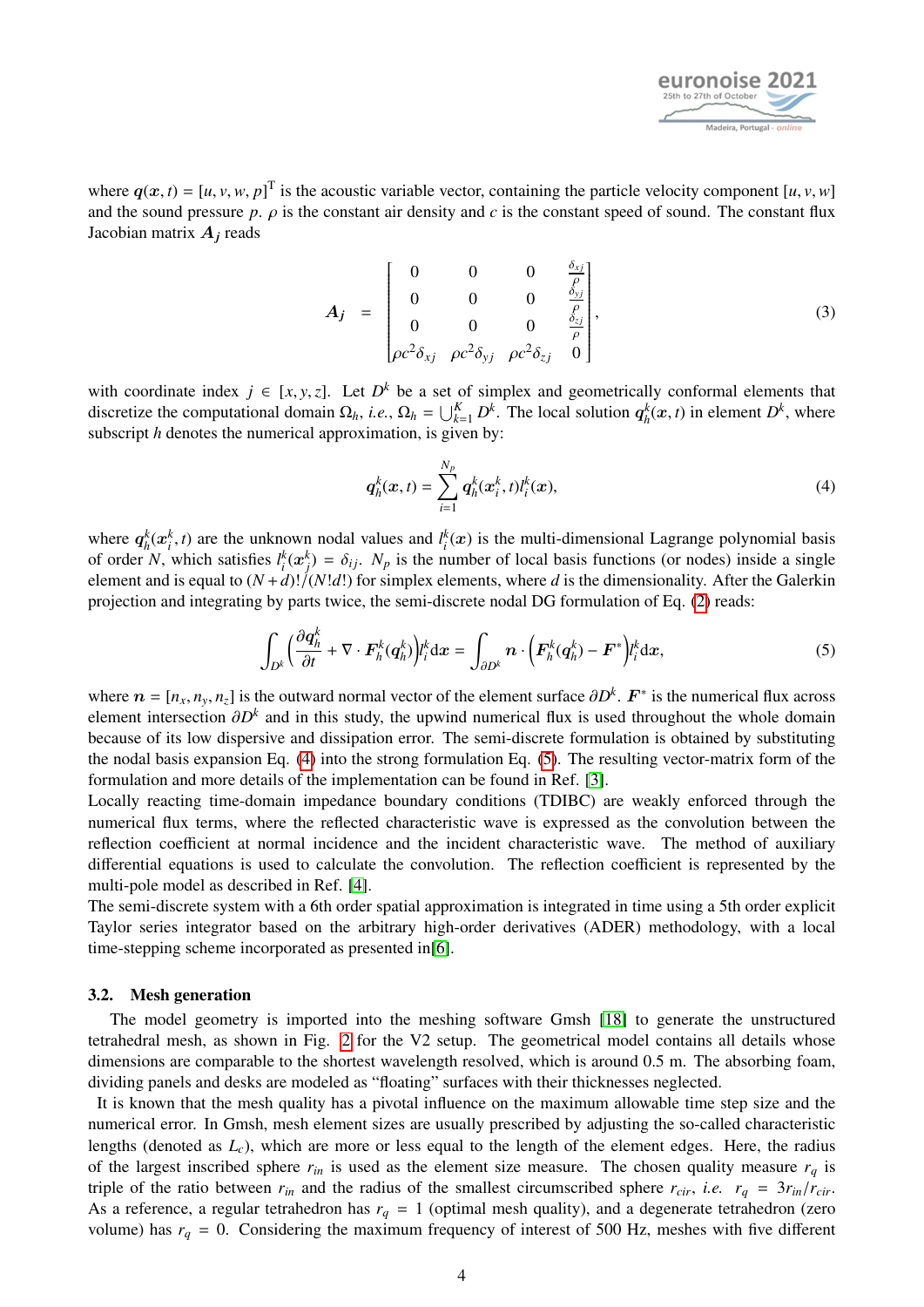where $\boldsymbol{q}(\boldsymbol{x}, t) = [u, v, w, p]^{\mathrm{T}}$ is the acoustic variable vector, containing the particle velocity component $[u, v, w]$ and the sound pressure $p$. $\rho$ is the constant air density and $c$ is the constant speed of sound. The constant flux Jacobian matrix $\boldsymbol{A}_j$ reads

$$\boldsymbol{A}_j = \begin{bmatrix} 0 & 0 & 0 & \frac{\delta_{xj}}{\rho} \\ 0 & 0 & 0 & \frac{\delta_{yj}}{\rho} \\ 0 & 0 & 0 & \frac{\delta_{zj}}{\rho} \\ \rho c^2 \delta_{xj} & \rho c^2 \delta_{yj} & \rho c^2 \delta_{zj} & 0 \end{bmatrix}, \tag{3}$$

with coordinate index $j \in [x, y, z]$. Let $D^k$ be a set of simplex and geometrically conformal elements that discretize the computational domain $\Omega_h$, *i.e.*, $\Omega_h = \bigcup_{k=1}^{K} D^k$. The local solution $\boldsymbol{q}_h^k(\boldsymbol{x}, t)$ in element $D^k$, where subscript $h$ denotes the numerical approximation, is given by:

$$\boldsymbol{q}_h^k(\boldsymbol{x}, t) = \sum_{i=1}^{N_p} \boldsymbol{q}_h^k(\boldsymbol{x}_i^k, t) l_i^k(\boldsymbol{x}), \tag{4}$$

where $\boldsymbol{q}_h^k(\boldsymbol{x}_i^k, t)$ are the unknown nodal values and $l_i^k(\boldsymbol{x})$ is the multi-dimensional Lagrange polynomial basis of order $N$, which satisfies $l_i^k(\boldsymbol{x}_j^k) = \delta_{ij}$. $N_p$ is the number of local basis functions (or nodes) inside a single element and is equal to $(N+d)!/(N!d!)$ for simplex elements, where $d$ is the dimensionality. After the Galerkin projection and integrating by parts twice, the semi-discrete nodal DG formulation of Eq. (2) reads:

$$\int_{D^k} \left( \frac{\partial \boldsymbol{q}_h^k}{\partial t} + \nabla \cdot \boldsymbol{F}_h^k(\boldsymbol{q}_h^k) \right) l_i^k \mathrm{d}\boldsymbol{x} = \int_{\partial D^k} \boldsymbol{n} \cdot \left( \boldsymbol{F}_h^k(\boldsymbol{q}_h^k) - \boldsymbol{F}^* \right) l_i^k \mathrm{d}\boldsymbol{x}, \tag{5}$$

where $\boldsymbol{n} = [n_x, n_y, n_z]$ is the outward normal vector of the element surface $\partial D^k$. $\boldsymbol{F}^*$ is the numerical flux across element intersection $\partial D^k$ and in this study, the upwind numerical flux is used throughout the whole domain because of its low dispersive and dissipation error. The semi-discrete formulation is obtained by substituting the nodal basis expansion Eq. (4) into the strong formulation Eq. (5). The resulting vector-matrix form of the formulation and more details of the implementation can be found in Ref. [3].

Locally reacting time-domain impedance boundary conditions (TDIBC) are weakly enforced through the numerical flux terms, where the reflected characteristic wave is expressed as the convolution between the reflection coefficient at normal incidence and the incident characteristic wave. The method of auxiliary differential equations is used to calculate the convolution. The reflection coefficient is represented by the multi-pole model as described in Ref. [4].

The semi-discrete system with a 6th order spatial approximation is integrated in time using a 5th order explicit Taylor series integrator based on the arbitrary high-order derivatives (ADER) methodology, with a local time-stepping scheme incorporated as presented in[6].

### 3.2. Mesh generation

The model geometry is imported into the meshing software Gmsh [18] to generate the unstructured tetrahedral mesh, as shown in Fig. 2 for the V2 setup. The geometrical model contains all details whose dimensions are comparable to the shortest wavelength resolved, which is around 0.5 m. The absorbing foam, dividing panels and desks are modeled as "floating" surfaces with their thicknesses neglected.

It is known that the mesh quality has a pivotal influence on the maximum allowable time step size and the numerical error. In Gmsh, mesh element sizes are usually prescribed by adjusting the so-called characteristic lengths (denoted as $L_c$), which are more or less equal to the length of the element edges. Here, the radius of the largest inscribed sphere $r_{in}$ is used as the element size measure. The chosen quality measure $r_q$ is triple of the ratio between $r_{in}$ and the radius of the smallest circumscribed sphere $r_{cir}$, *i.e.* $r_q = 3r_{in}/r_{cir}$. As a reference, a regular tetrahedron has $r_q = 1$ (optimal mesh quality), and a degenerate tetrahedron (zero volume) has $r_q = 0$. Considering the maximum frequency of interest of 500 Hz, meshes with five different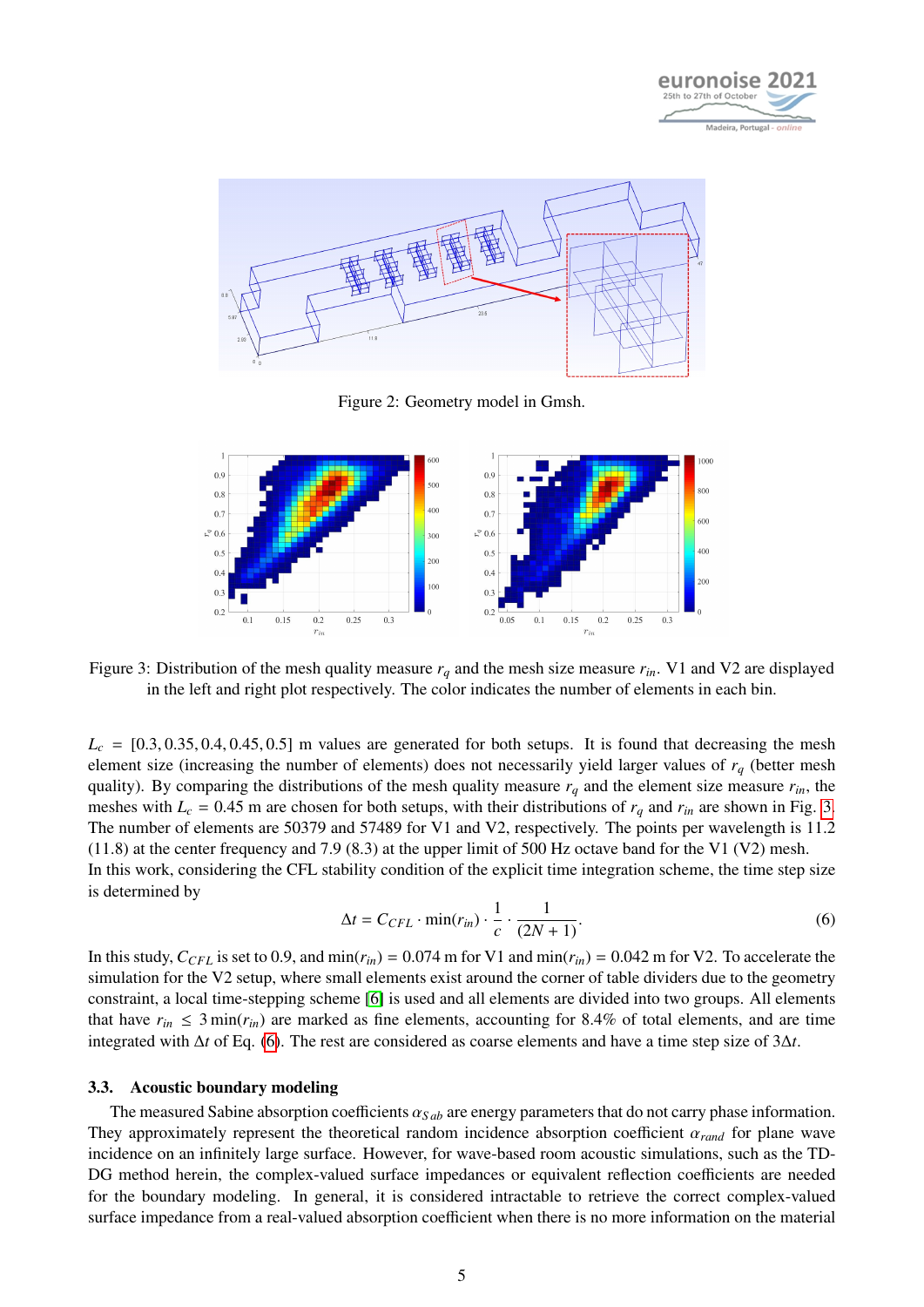Figure 2: Geometry model in Gmsh.

Figure 3: Distribution of the mesh quality measure $r_q$ and the mesh size measure $r_{in}$. V1 and V2 are displayed in the left and right plot respectively. The color indicates the number of elements in each bin.

$L_c = [0.3, 0.35, 0.4, 0.45, 0.5]$ m values are generated for both setups. It is found that decreasing the mesh element size (increasing the number of elements) does not necessarily yield larger values of $r_q$ (better mesh quality). By comparing the distributions of the mesh quality measure $r_q$ and the element size measure $r_{in}$, the meshes with $L_c = 0.45$ m are chosen for both setups, with their distributions of $r_q$ and $r_{in}$ are shown in Fig. 3. The number of elements are 50379 and 57489 for V1 and V2, respectively. The points per wavelength is 11.2 (11.8) at the center frequency and 7.9 (8.3) at the upper limit of 500 Hz octave band for the V1 (V2) mesh.
In this work, considering the CFL stability condition of the explicit time integration scheme, the time step size is determined by

$$\Delta t = C_{CFL} \cdot \min(r_{in}) \cdot \frac{1}{c} \cdot \frac{1}{(2N+1)}. \tag{6}$$

In this study, $C_{CFL}$ is set to 0.9, and $\min(r_{in}) = 0.074$ m for V1 and $\min(r_{in}) = 0.042$ m for V2. To accelerate the simulation for the V2 setup, where small elements exist around the corner of table dividers due to the geometry constraint, a local time-stepping scheme [6] is used and all elements are divided into two groups. All elements that have $r_{in} \leq 3\min(r_{in})$ are marked as fine elements, accounting for 8.4% of total elements, and are time integrated with $\Delta t$ of Eq. (6). The rest are considered as coarse elements and have a time step size of $3\Delta t$.

### 3.3. Acoustic boundary modeling

The measured Sabine absorption coefficients $\alpha_{Sab}$ are energy parameters that do not carry phase information. They approximately represent the theoretical random incidence absorption coefficient $\alpha_{rand}$ for plane wave incidence on an infinitely large surface. However, for wave-based room acoustic simulations, such as the TD-DG method herein, the complex-valued surface impedances or equivalent reflection coefficients are needed for the boundary modeling. In general, it is considered intractable to retrieve the correct complex-valued surface impedance from a real-valued absorption coefficient when there is no more information on the material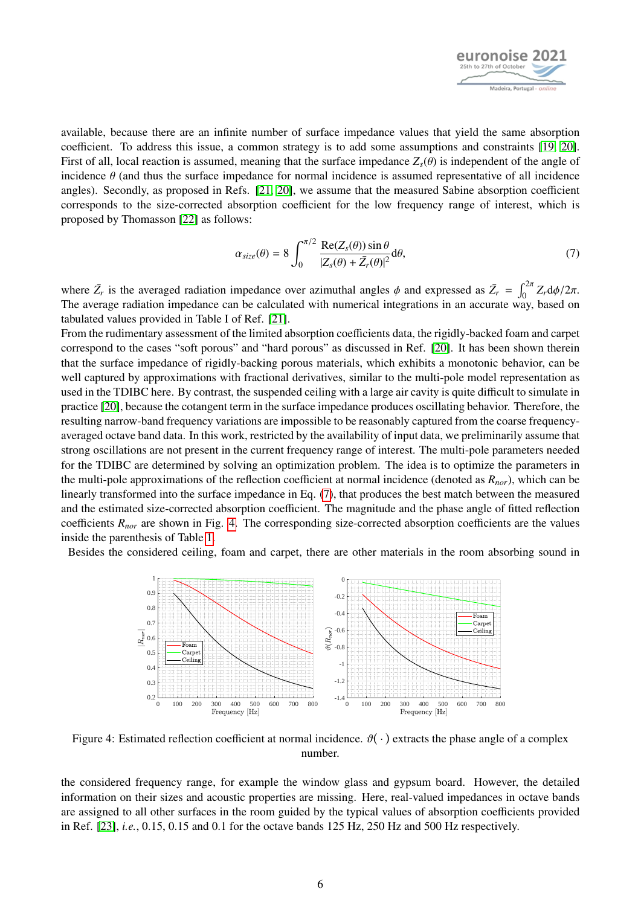available, because there are an infinite number of surface impedance values that yield the same absorption coefficient. To address this issue, a common strategy is to add some assumptions and constraints [19, 20]. First of all, local reaction is assumed, meaning that the surface impedance $Z_s(\theta)$ is independent of the angle of incidence $\theta$ (and thus the surface impedance for normal incidence is assumed representative of all incidence angles). Secondly, as proposed in Refs. [21, 20], we assume that the measured Sabine absorption coefficient corresponds to the size-corrected absorption coefficient for the low frequency range of interest, which is proposed by Thomasson [22] as follows:

$$\alpha_{size}(\theta) = 8 \int_0^{\pi/2} \frac{\mathrm{Re}(Z_s(\theta)) \sin\theta}{|Z_s(\theta) + \bar{Z}_r(\theta)|^2} \mathrm{d}\theta, \tag{7}$$

where $\bar{Z}_r$ is the averaged radiation impedance over azimuthal angles $\phi$ and expressed as $\bar{Z}_r = \int_0^{2\pi} Z_r \mathrm{d}\phi / 2\pi$. The average radiation impedance can be calculated with numerical integrations in an accurate way, based on tabulated values provided in Table I of Ref. [21].

From the rudimentary assessment of the limited absorption coefficients data, the rigidly-backed foam and carpet correspond to the cases "soft porous" and "hard porous" as discussed in Ref. [20]. It has been shown therein that the surface impedance of rigidly-backing porous materials, which exhibits a monotonic behavior, can be well captured by approximations with fractional derivatives, similar to the multi-pole model representation as used in the TDIBC here. By contrast, the suspended ceiling with a large air cavity is quite difficult to simulate in practice [20], because the cotangent term in the surface impedance produces oscillating behavior. Therefore, the resulting narrow-band frequency variations are impossible to be reasonably captured from the coarse frequency-averaged octave band data. In this work, restricted by the availability of input data, we preliminarily assume that strong oscillations are not present in the current frequency range of interest. The multi-pole parameters needed for the TDIBC are determined by solving an optimization problem. The idea is to optimize the parameters in the multi-pole approximations of the reflection coefficient at normal incidence (denoted as $R_{nor}$), which can be linearly transformed into the surface impedance in Eq. (7), that produces the best match between the measured and the estimated size-corrected absorption coefficient. The magnitude and the phase angle of fitted reflection coefficients $R_{nor}$ are shown in Fig. 4. The corresponding size-corrected absorption coefficients are the values inside the parenthesis of Table 1.

Besides the considered ceiling, foam and carpet, there are other materials in the room absorbing sound in

Figure 4: Estimated reflection coefficient at normal incidence. $\vartheta(\cdot)$ extracts the phase angle of a complex number.

the considered frequency range, for example the window glass and gypsum board. However, the detailed information on their sizes and acoustic properties are missing. Here, real-valued impedances in octave bands are assigned to all other surfaces in the room guided by the typical values of absorption coefficients provided in Ref. [23], *i.e.*, 0.15, 0.15 and 0.1 for the octave bands 125 Hz, 250 Hz and 500 Hz respectively.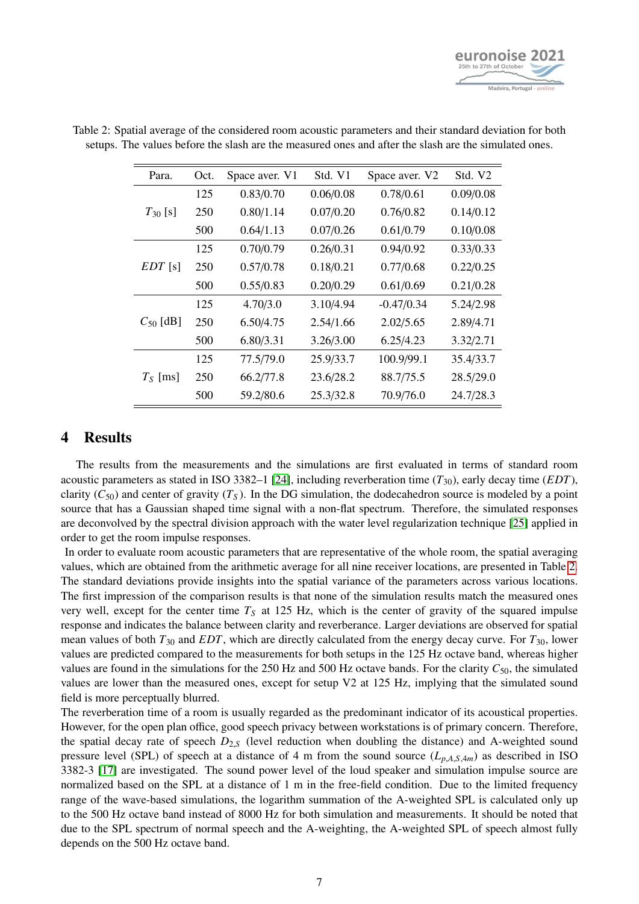Table 2: Spatial average of the considered room acoustic parameters and their standard deviation for both setups. The values before the slash are the measured ones and after the slash are the simulated ones.

| Para. | Oct. | Space aver. V1 | Std. V1 | Space aver. V2 | Std. V2 |
|---|---|---|---|---|---|
| $T_{30}$ [s] | 125 | 0.83/0.70 | 0.06/0.08 | 0.78/0.61 | 0.09/0.08 |
| | 250 | 0.80/1.14 | 0.07/0.20 | 0.76/0.82 | 0.14/0.12 |
| | 500 | 0.64/1.13 | 0.07/0.26 | 0.61/0.79 | 0.10/0.08 |
| $EDT$ [s] | 125 | 0.70/0.79 | 0.26/0.31 | 0.94/0.92 | 0.33/0.33 |
| | 250 | 0.57/0.78 | 0.18/0.21 | 0.77/0.68 | 0.22/0.25 |
| | 500 | 0.55/0.83 | 0.20/0.29 | 0.61/0.69 | 0.21/0.28 |
| $C_{50}$ [dB] | 125 | 4.70/3.0 | 3.10/4.94 | -0.47/0.34 | 5.24/2.98 |
| | 250 | 6.50/4.75 | 2.54/1.66 | 2.02/5.65 | 2.89/4.71 |
| | 500 | 6.80/3.31 | 3.26/3.00 | 6.25/4.23 | 3.32/2.71 |
| $T_S$ [ms] | 125 | 77.5/79.0 | 25.9/33.7 | 100.9/99.1 | 35.4/33.7 |
| | 250 | 66.2/77.8 | 23.6/28.2 | 88.7/75.5 | 28.5/29.0 |
| | 500 | 59.2/80.6 | 25.3/32.8 | 70.9/76.0 | 24.7/28.3 |

## 4 Results

The results from the measurements and the simulations are first evaluated in terms of standard room acoustic parameters as stated in ISO 3382–1 [24], including reverberation time ($T_{30}$), early decay time ($EDT$), clarity ($C_{50}$) and center of gravity ($T_S$). In the DG simulation, the dodecahedron source is modeled by a point source that has a Gaussian shaped time signal with a non-flat spectrum. Therefore, the simulated responses are deconvolved by the spectral division approach with the water level regularization technique [25] applied in order to get the room impulse responses.

In order to evaluate room acoustic parameters that are representative of the whole room, the spatial averaging values, which are obtained from the arithmetic average for all nine receiver locations, are presented in Table 2. The standard deviations provide insights into the spatial variance of the parameters across various locations. The first impression of the comparison results is that none of the simulation results match the measured ones very well, except for the center time $T_S$ at 125 Hz, which is the center of gravity of the squared impulse response and indicates the balance between clarity and reverberance. Larger deviations are observed for spatial mean values of both $T_{30}$ and $EDT$, which are directly calculated from the energy decay curve. For $T_{30}$, lower values are predicted compared to the measurements for both setups in the 125 Hz octave band, whereas higher values are found in the simulations for the 250 Hz and 500 Hz octave bands. For the clarity $C_{50}$, the simulated values are lower than the measured ones, except for setup V2 at 125 Hz, implying that the simulated sound field is more perceptually blurred.

The reverberation time of a room is usually regarded as the predominant indicator of its acoustical properties. However, for the open plan office, good speech privacy between workstations is of primary concern. Therefore, the spatial decay rate of speech $D_{2,S}$ (level reduction when doubling the distance) and A-weighted sound pressure level (SPL) of speech at a distance of 4 m from the sound source ($L_{p,A,S,4m}$) as described in ISO 3382-3 [17] are investigated. The sound power level of the loud speaker and simulation impulse source are normalized based on the SPL at a distance of 1 m in the free-field condition. Due to the limited frequency range of the wave-based simulations, the logarithm summation of the A-weighted SPL is calculated only up to the 500 Hz octave band instead of 8000 Hz for both simulation and measurements. It should be noted that due to the SPL spectrum of normal speech and the A-weighting, the A-weighted SPL of speech almost fully depends on the 500 Hz octave band.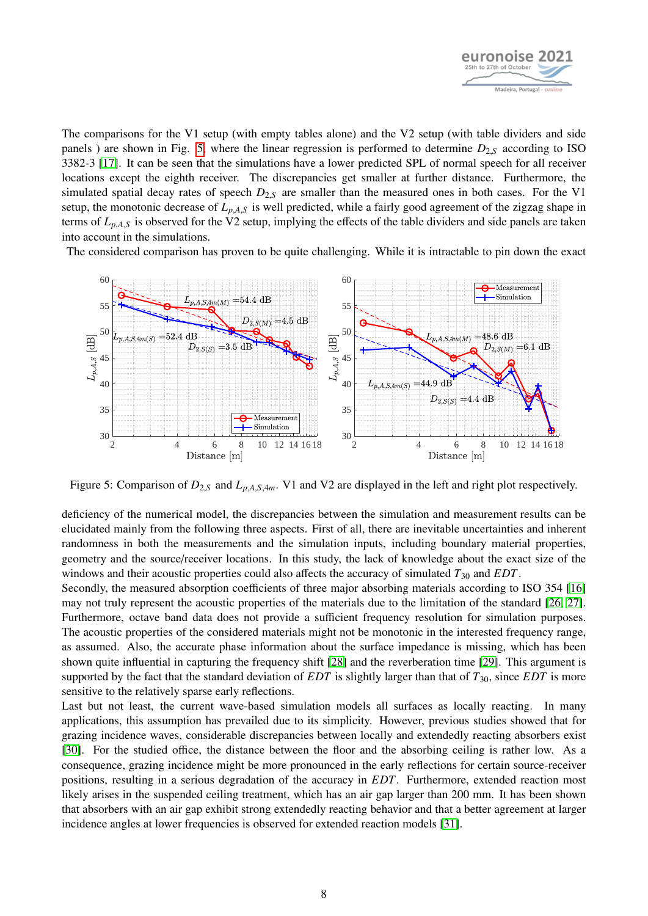The comparisons for the V1 setup (with empty tables alone) and the V2 setup (with table dividers and side panels ) are shown in Fig. 5 where the linear regression is performed to determine $D_{2,S}$ according to ISO 3382-3 [17]. It can be seen that the simulations have a lower predicted SPL of normal speech for all receiver locations except the eighth receiver. The discrepancies get smaller at further distance. Furthermore, the simulated spatial decay rates of speech $D_{2,S}$ are smaller than the measured ones in both cases. For the V1 setup, the monotonic decrease of $L_{p,A,S}$ is well predicted, while a fairly good agreement of the zigzag shape in terms of $L_{p,A,S}$ is observed for the V2 setup, implying the effects of the table dividers and side panels are taken into account in the simulations.

The considered comparison has proven to be quite challenging. While it is intractable to pin down the exact

Figure 5: Comparison of $D_{2,S}$ and $L_{p,A,S,4m}$. V1 and V2 are displayed in the left and right plot respectively.

deficiency of the numerical model, the discrepancies between the simulation and measurement results can be elucidated mainly from the following three aspects. First of all, there are inevitable uncertainties and inherent randomness in both the measurements and the simulation inputs, including boundary material properties, geometry and the source/receiver locations. In this study, the lack of knowledge about the exact size of the windows and their acoustic properties could also affects the accuracy of simulated $T_{30}$ and $EDT$.

Secondly, the measured absorption coefficients of three major absorbing materials according to ISO 354 [16] may not truly represent the acoustic properties of the materials due to the limitation of the standard [26, 27]. Furthermore, octave band data does not provide a sufficient frequency resolution for simulation purposes. The acoustic properties of the considered materials might not be monotonic in the interested frequency range, as assumed. Also, the accurate phase information about the surface impedance is missing, which has been shown quite influential in capturing the frequency shift [28] and the reverberation time [29]. This argument is supported by the fact that the standard deviation of $EDT$ is slightly larger than that of $T_{30}$, since $EDT$ is more sensitive to the relatively sparse early reflections.

Last but not least, the current wave-based simulation models all surfaces as locally reacting. In many applications, this assumption has prevailed due to its simplicity. However, previous studies showed that for grazing incidence waves, considerable discrepancies between locally and extendedly reacting absorbers exist [30]. For the studied office, the distance between the floor and the absorbing ceiling is rather low. As a consequence, grazing incidence might be more pronounced in the early reflections for certain source-receiver positions, resulting in a serious degradation of the accuracy in $EDT$. Furthermore, extended reaction most likely arises in the suspended ceiling treatment, which has an air gap larger than 200 mm. It has been shown that absorbers with an air gap exhibit strong extendedly reacting behavior and that a better agreement at larger incidence angles at lower frequencies is observed for extended reaction models [31].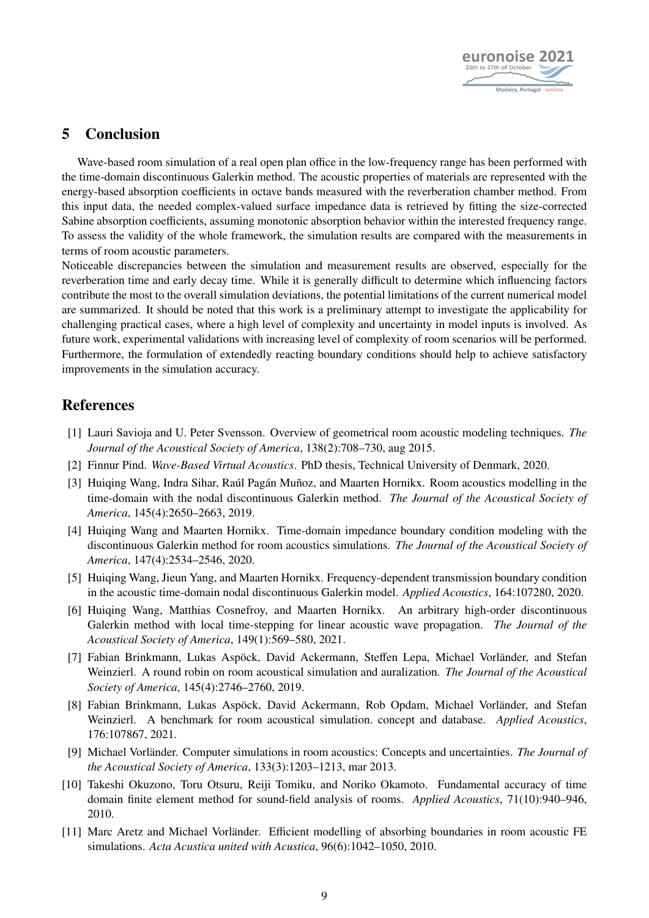## 5 Conclusion

Wave-based room simulation of a real open plan office in the low-frequency range has been performed with the time-domain discontinuous Galerkin method. The acoustic properties of materials are represented with the energy-based absorption coefficients in octave bands measured with the reverberation chamber method. From this input data, the needed complex-valued surface impedance data is retrieved by fitting the size-corrected Sabine absorption coefficients, assuming monotonic absorption behavior within the interested frequency range. To assess the validity of the whole framework, the simulation results are compared with the measurements in terms of room acoustic parameters.

Noticeable discrepancies between the simulation and measurement results are observed, especially for the reverberation time and early decay time. While it is generally difficult to determine which influencing factors contribute the most to the overall simulation deviations, the potential limitations of the current numerical model are summarized. It should be noted that this work is a preliminary attempt to investigate the applicability for challenging practical cases, where a high level of complexity and uncertainty in model inputs is involved. As future work, experimental validations with increasing level of complexity of room scenarios will be performed. Furthermore, the formulation of extendedly reacting boundary conditions should help to achieve satisfactory improvements in the simulation accuracy.

## References

[1] Lauri Savioja and U. Peter Svensson. Overview of geometrical room acoustic modeling techniques. *The Journal of the Acoustical Society of America*, 138(2):708–730, aug 2015.

[2] Finnur Pind. *Wave-Based Virtual Acoustics*. PhD thesis, Technical University of Denmark, 2020.

[3] Huiqing Wang, Indra Sihar, Raúl Pagán Muñoz, and Maarten Hornikx. Room acoustics modelling in the time-domain with the nodal discontinuous Galerkin method. *The Journal of the Acoustical Society of America*, 145(4):2650–2663, 2019.

[4] Huiqing Wang and Maarten Hornikx. Time-domain impedance boundary condition modeling with the discontinuous Galerkin method for room acoustics simulations. *The Journal of the Acoustical Society of America*, 147(4):2534–2546, 2020.

[5] Huiqing Wang, Jieun Yang, and Maarten Hornikx. Frequency-dependent transmission boundary condition in the acoustic time-domain nodal discontinuous Galerkin model. *Applied Acoustics*, 164:107280, 2020.

[6] Huiqing Wang, Matthias Cosnefroy, and Maarten Hornikx. An arbitrary high-order discontinuous Galerkin method with local time-stepping for linear acoustic wave propagation. *The Journal of the Acoustical Society of America*, 149(1):569–580, 2021.

[7] Fabian Brinkmann, Lukas Aspöck, David Ackermann, Steffen Lepa, Michael Vorländer, and Stefan Weinzierl. A round robin on room acoustical simulation and auralization. *The Journal of the Acoustical Society of America*, 145(4):2746–2760, 2019.

[8] Fabian Brinkmann, Lukas Aspöck, David Ackermann, Rob Opdam, Michael Vorländer, and Stefan Weinzierl. A benchmark for room acoustical simulation. concept and database. *Applied Acoustics*, 176:107867, 2021.

[9] Michael Vorländer. Computer simulations in room acoustics: Concepts and uncertainties. *The Journal of the Acoustical Society of America*, 133(3):1203–1213, mar 2013.

[10] Takeshi Okuzono, Toru Otsuru, Reiji Tomiku, and Noriko Okamoto. Fundamental accuracy of time domain finite element method for sound-field analysis of rooms. *Applied Acoustics*, 71(10):940–946, 2010.

[11] Marc Aretz and Michael Vorländer. Efficient modelling of absorbing boundaries in room acoustic FE simulations. *Acta Acustica united with Acustica*, 96(6):1042–1050, 2010.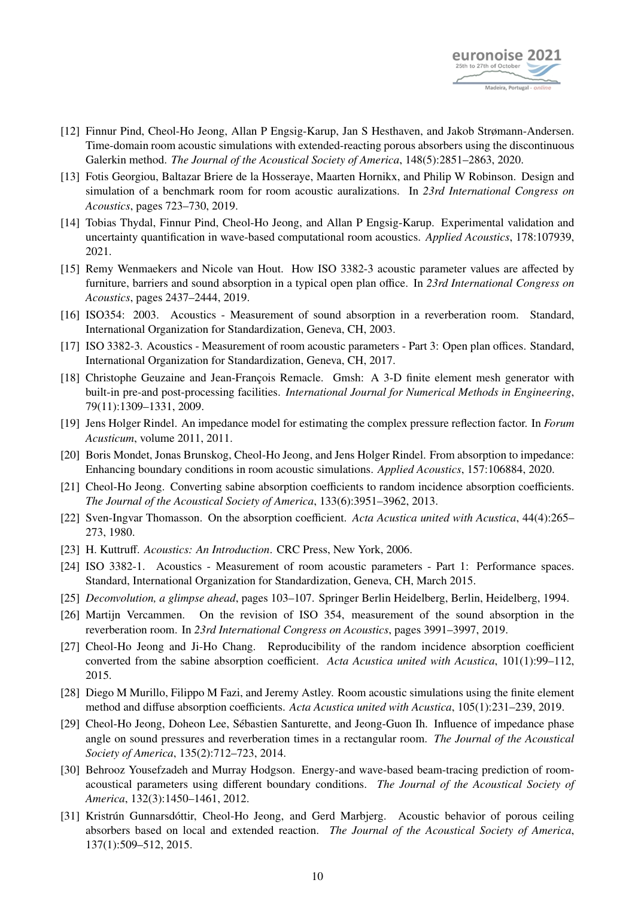[12] Finnur Pind, Cheol-Ho Jeong, Allan P Engsig-Karup, Jan S Hesthaven, and Jakob Strømann-Andersen. Time-domain room acoustic simulations with extended-reacting porous absorbers using the discontinuous Galerkin method. *The Journal of the Acoustical Society of America*, 148(5):2851–2863, 2020.

[13] Fotis Georgiou, Baltazar Briere de la Hosseraye, Maarten Hornikx, and Philip W Robinson. Design and simulation of a benchmark room for room acoustic auralizations. In *23rd International Congress on Acoustics*, pages 723–730, 2019.

[14] Tobias Thydal, Finnur Pind, Cheol-Ho Jeong, and Allan P Engsig-Karup. Experimental validation and uncertainty quantification in wave-based computational room acoustics. *Applied Acoustics*, 178:107939, 2021.

[15] Remy Wenmaekers and Nicole van Hout. How ISO 3382-3 acoustic parameter values are affected by furniture, barriers and sound absorption in a typical open plan office. In *23rd International Congress on Acoustics*, pages 2437–2444, 2019.

[16] ISO354: 2003. Acoustics - Measurement of sound absorption in a reverberation room. Standard, International Organization for Standardization, Geneva, CH, 2003.

[17] ISO 3382-3. Acoustics - Measurement of room acoustic parameters - Part 3: Open plan offices. Standard, International Organization for Standardization, Geneva, CH, 2017.

[18] Christophe Geuzaine and Jean-François Remacle. Gmsh: A 3-D finite element mesh generator with built-in pre-and post-processing facilities. *International Journal for Numerical Methods in Engineering*, 79(11):1309–1331, 2009.

[19] Jens Holger Rindel. An impedance model for estimating the complex pressure reflection factor. In *Forum Acusticum*, volume 2011, 2011.

[20] Boris Mondet, Jonas Brunskog, Cheol-Ho Jeong, and Jens Holger Rindel. From absorption to impedance: Enhancing boundary conditions in room acoustic simulations. *Applied Acoustics*, 157:106884, 2020.

[21] Cheol-Ho Jeong. Converting sabine absorption coefficients to random incidence absorption coefficients. *The Journal of the Acoustical Society of America*, 133(6):3951–3962, 2013.

[22] Sven-Ingvar Thomasson. On the absorption coefficient. *Acta Acustica united with Acustica*, 44(4):265–273, 1980.

[23] H. Kuttruff. *Acoustics: An Introduction*. CRC Press, New York, 2006.

[24] ISO 3382-1. Acoustics - Measurement of room acoustic parameters - Part 1: Performance spaces. Standard, International Organization for Standardization, Geneva, CH, March 2015.

[25] *Deconvolution, a glimpse ahead*, pages 103–107. Springer Berlin Heidelberg, Berlin, Heidelberg, 1994.

[26] Martijn Vercammen. On the revision of ISO 354, measurement of the sound absorption in the reverberation room. In *23rd International Congress on Acoustics*, pages 3991–3997, 2019.

[27] Cheol-Ho Jeong and Ji-Ho Chang. Reproducibility of the random incidence absorption coefficient converted from the sabine absorption coefficient. *Acta Acustica united with Acustica*, 101(1):99–112, 2015.

[28] Diego M Murillo, Filippo M Fazi, and Jeremy Astley. Room acoustic simulations using the finite element method and diffuse absorption coefficients. *Acta Acustica united with Acustica*, 105(1):231–239, 2019.

[29] Cheol-Ho Jeong, Doheon Lee, Sébastien Santurette, and Jeong-Guon Ih. Influence of impedance phase angle on sound pressures and reverberation times in a rectangular room. *The Journal of the Acoustical Society of America*, 135(2):712–723, 2014.

[30] Behrooz Yousefzadeh and Murray Hodgson. Energy-and wave-based beam-tracing prediction of room-acoustical parameters using different boundary conditions. *The Journal of the Acoustical Society of America*, 132(3):1450–1461, 2012.

[31] Kristrún Gunnarsdóttir, Cheol-Ho Jeong, and Gerd Marbjerg. Acoustic behavior of porous ceiling absorbers based on local and extended reaction. *The Journal of the Acoustical Society of America*, 137(1):509–512, 2015.